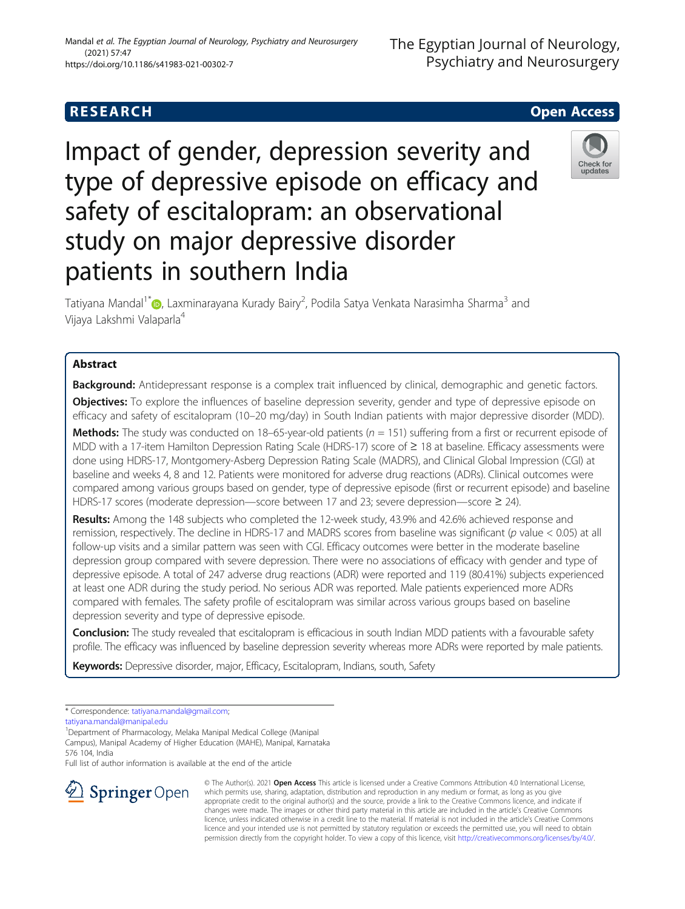RESEARCH

Open Access

# Impact of gender, depression severity and type of depressive episode on efficacy and safety of escitalopram: an observational study on major depressive disorder patients in southern India

Tatiyana Mandal[1*], Laxminarayana Kurady Bairy[2], Podila Satya Venkata Narasimha Sharma[3] and Vijaya Lakshmi Valaparla[4]

## Abstract

**Background:** Antidepressant response is a complex trait influenced by clinical, demographic and genetic factors.

**Objectives:** To explore the influences of baseline depression severity, gender and type of depressive episode on efficacy and safety of escitalopram (10–20 mg/day) in South Indian patients with major depressive disorder (MDD).

**Methods:** The study was conducted on 18–65-year-old patients ($n$ = 151) suffering from a first or recurrent episode of MDD with a 17-item Hamilton Depression Rating Scale (HDRS-17) score of ≥ 18 at baseline. Efficacy assessments were done using HDRS-17, Montgomery-Asberg Depression Rating Scale (MADRS), and Clinical Global Impression (CGI) at baseline and weeks 4, 8 and 12. Patients were monitored for adverse drug reactions (ADRs). Clinical outcomes were compared among various groups based on gender, type of depressive episode (first or recurrent episode) and baseline HDRS-17 scores (moderate depression—score between 17 and 23; severe depression—score ≥ 24).

**Results:** Among the 148 subjects who completed the 12-week study, 43.9% and 42.6% achieved response and remission, respectively. The decline in HDRS-17 and MADRS scores from baseline was significant ($p$ value < 0.05) at all follow-up visits and a similar pattern was seen with CGI. Efficacy outcomes were better in the moderate baseline depression group compared with severe depression. There were no associations of efficacy with gender and type of depressive episode. A total of 247 adverse drug reactions (ADR) were reported and 119 (80.41%) subjects experienced at least one ADR during the study period. No serious ADR was reported. Male patients experienced more ADRs compared with females. The safety profile of escitalopram was similar across various groups based on baseline depression severity and type of depressive episode.

**Conclusion:** The study revealed that escitalopram is efficacious in south Indian MDD patients with a favourable safety profile. The efficacy was influenced by baseline depression severity whereas more ADRs were reported by male patients.

**Keywords:** Depressive disorder, major, Efficacy, Escitalopram, Indians, south, Safety

---

\* Correspondence: tatiyana.mandal@gmail.com; tatiyana.mandal@manipal.edu

[1]Department of Pharmacology, Melaka Manipal Medical College (Manipal Campus), Manipal Academy of Higher Education (MAHE), Manipal, Karnataka 576 104, India

Full list of author information is available at the end of the article

© The Author(s). 2021 **Open Access** This article is licensed under a Creative Commons Attribution 4.0 International License, which permits use, sharing, adaptation, distribution and reproduction in any medium or format, as long as you give appropriate credit to the original author(s) and the source, provide a link to the Creative Commons licence, and indicate if changes were made. The images or other third party material in this article are included in the article's Creative Commons licence, unless indicated otherwise in a credit line to the material. If material is not included in the article's Creative Commons licence and your intended use is not permitted by statutory regulation or exceeds the permitted use, you will need to obtain permission directly from the copyright holder. To view a copy of this licence, visit http://creativecommons.org/licenses/by/4.0/.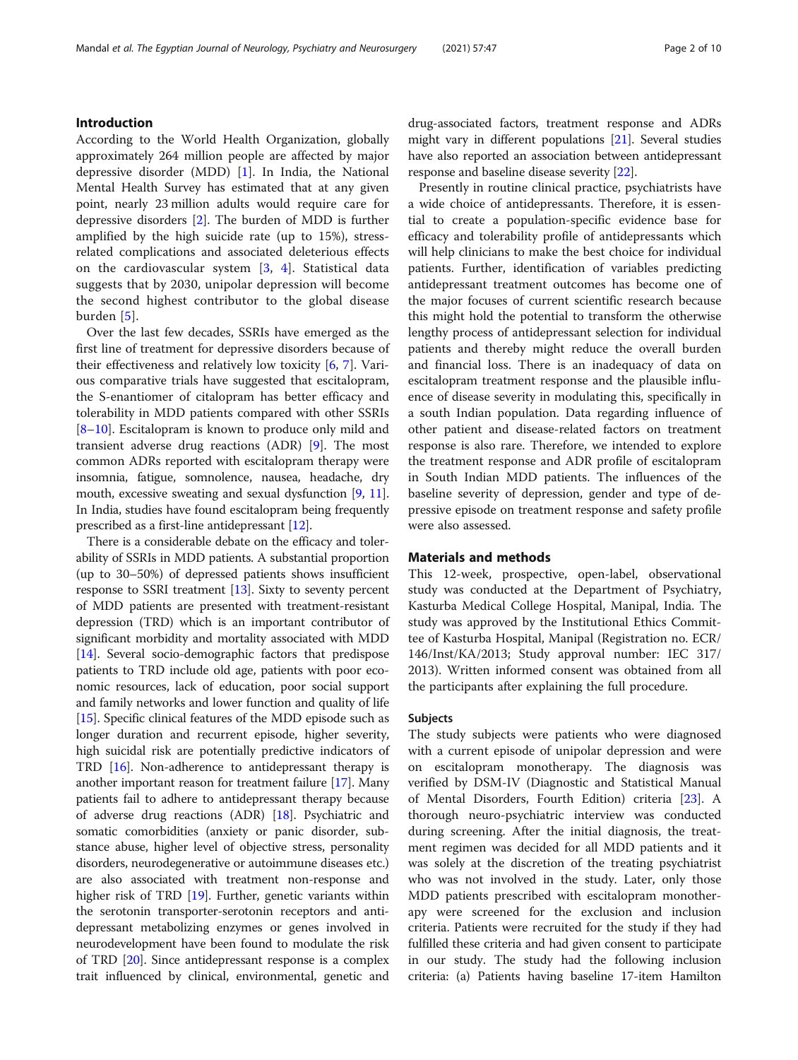## Introduction

According to the World Health Organization, globally approximately 264 million people are affected by major depressive disorder (MDD) [1]. In India, the National Mental Health Survey has estimated that at any given point, nearly 23 million adults would require care for depressive disorders [2]. The burden of MDD is further amplified by the high suicide rate (up to 15%), stress-related complications and associated deleterious effects on the cardiovascular system [3, 4]. Statistical data suggests that by 2030, unipolar depression will become the second highest contributor to the global disease burden [5].

Over the last few decades, SSRIs have emerged as the first line of treatment for depressive disorders because of their effectiveness and relatively low toxicity [6, 7]. Various comparative trials have suggested that escitalopram, the S-enantiomer of citalopram has better efficacy and tolerability in MDD patients compared with other SSRIs [8–10]. Escitalopram is known to produce only mild and transient adverse drug reactions (ADR) [9]. The most common ADRs reported with escitalopram therapy were insomnia, fatigue, somnolence, nausea, headache, dry mouth, excessive sweating and sexual dysfunction [9, 11]. In India, studies have found escitalopram being frequently prescribed as a first-line antidepressant [12].

There is a considerable debate on the efficacy and tolerability of SSRIs in MDD patients. A substantial proportion (up to 30–50%) of depressed patients shows insufficient response to SSRI treatment [13]. Sixty to seventy percent of MDD patients are presented with treatment-resistant depression (TRD) which is an important contributor of significant morbidity and mortality associated with MDD [14]. Several socio-demographic factors that predispose patients to TRD include old age, patients with poor economic resources, lack of education, poor social support and family networks and lower function and quality of life [15]. Specific clinical features of the MDD episode such as longer duration and recurrent episode, higher severity, high suicidal risk are potentially predictive indicators of TRD [16]. Non-adherence to antidepressant therapy is another important reason for treatment failure [17]. Many patients fail to adhere to antidepressant therapy because of adverse drug reactions (ADR) [18]. Psychiatric and somatic comorbidities (anxiety or panic disorder, substance abuse, higher level of objective stress, personality disorders, neurodegenerative or autoimmune diseases etc.) are also associated with treatment non-response and higher risk of TRD [19]. Further, genetic variants within the serotonin transporter-serotonin receptors and antidepressant metabolizing enzymes or genes involved in neurodevelopment have been found to modulate the risk of TRD [20]. Since antidepressant response is a complex trait influenced by clinical, environmental, genetic and drug-associated factors, treatment response and ADRs might vary in different populations [21]. Several studies have also reported an association between antidepressant response and baseline disease severity [22].

Presently in routine clinical practice, psychiatrists have a wide choice of antidepressants. Therefore, it is essential to create a population-specific evidence base for efficacy and tolerability profile of antidepressants which will help clinicians to make the best choice for individual patients. Further, identification of variables predicting antidepressant treatment outcomes has become one of the major focuses of current scientific research because this might hold the potential to transform the otherwise lengthy process of antidepressant selection for individual patients and thereby might reduce the overall burden and financial loss. There is an inadequacy of data on escitalopram treatment response and the plausible influence of disease severity in modulating this, specifically in a south Indian population. Data regarding influence of other patient and disease-related factors on treatment response is also rare. Therefore, we intended to explore the treatment response and ADR profile of escitalopram in South Indian MDD patients. The influences of the baseline severity of depression, gender and type of depressive episode on treatment response and safety profile were also assessed.

## Materials and methods

This 12-week, prospective, open-label, observational study was conducted at the Department of Psychiatry, Kasturba Medical College Hospital, Manipal, India. The study was approved by the Institutional Ethics Committee of Kasturba Hospital, Manipal (Registration no. ECR/146/Inst/KA/2013; Study approval number: IEC 317/2013). Written informed consent was obtained from all the participants after explaining the full procedure.

### Subjects

The study subjects were patients who were diagnosed with a current episode of unipolar depression and were on escitalopram monotherapy. The diagnosis was verified by DSM-IV (Diagnostic and Statistical Manual of Mental Disorders, Fourth Edition) criteria [23]. A thorough neuro-psychiatric interview was conducted during screening. After the initial diagnosis, the treatment regimen was decided for all MDD patients and it was solely at the discretion of the treating psychiatrist who was not involved in the study. Later, only those MDD patients prescribed with escitalopram monotherapy were screened for the exclusion and inclusion criteria. Patients were recruited for the study if they had fulfilled these criteria and had given consent to participate in our study. The study had the following inclusion criteria: (a) Patients having baseline 17-item Hamilton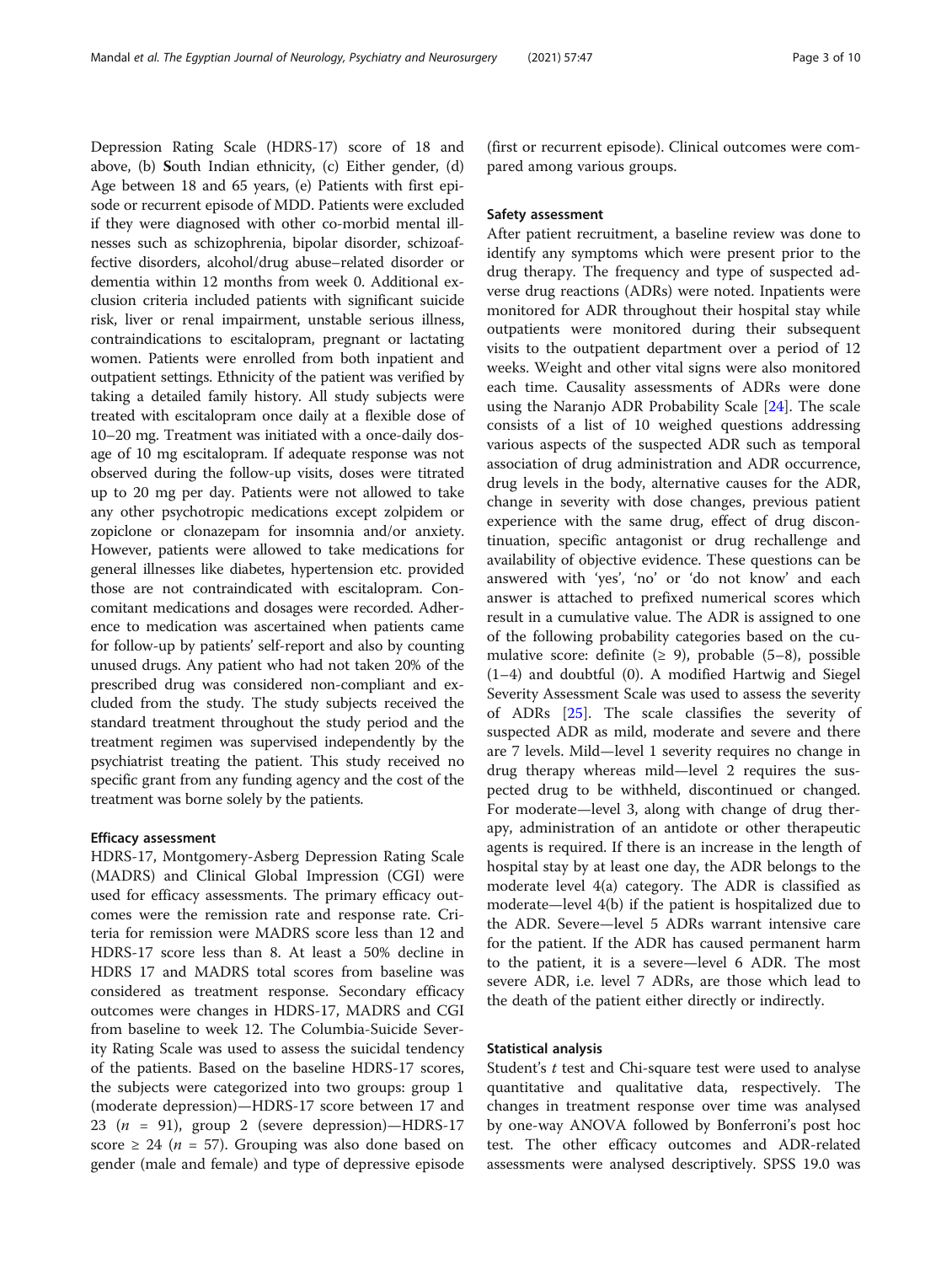Depression Rating Scale (HDRS-17) score of 18 and above, (b) South Indian ethnicity, (c) Either gender, (d) Age between 18 and 65 years, (e) Patients with first episode or recurrent episode of MDD. Patients were excluded if they were diagnosed with other co-morbid mental illnesses such as schizophrenia, bipolar disorder, schizoaffective disorders, alcohol/drug abuse–related disorder or dementia within 12 months from week 0. Additional exclusion criteria included patients with significant suicide risk, liver or renal impairment, unstable serious illness, contraindications to escitalopram, pregnant or lactating women. Patients were enrolled from both inpatient and outpatient settings. Ethnicity of the patient was verified by taking a detailed family history. All study subjects were treated with escitalopram once daily at a flexible dose of 10–20 mg. Treatment was initiated with a once-daily dosage of 10 mg escitalopram. If adequate response was not observed during the follow-up visits, doses were titrated up to 20 mg per day. Patients were not allowed to take any other psychotropic medications except zolpidem or zopiclone or clonazepam for insomnia and/or anxiety. However, patients were allowed to take medications for general illnesses like diabetes, hypertension etc. provided those are not contraindicated with escitalopram. Concomitant medications and dosages were recorded. Adherence to medication was ascertained when patients came for follow-up by patients' self-report and also by counting unused drugs. Any patient who had not taken 20% of the prescribed drug was considered non-compliant and excluded from the study. The study subjects received the standard treatment throughout the study period and the treatment regimen was supervised independently by the psychiatrist treating the patient. This study received no specific grant from any funding agency and the cost of the treatment was borne solely by the patients.

### Efficacy assessment

HDRS-17, Montgomery-Asberg Depression Rating Scale (MADRS) and Clinical Global Impression (CGI) were used for efficacy assessments. The primary efficacy outcomes were the remission rate and response rate. Criteria for remission were MADRS score less than 12 and HDRS-17 score less than 8. At least a 50% decline in HDRS 17 and MADRS total scores from baseline was considered as treatment response. Secondary efficacy outcomes were changes in HDRS-17, MADRS and CGI from baseline to week 12. The Columbia-Suicide Severity Rating Scale was used to assess the suicidal tendency of the patients. Based on the baseline HDRS-17 scores, the subjects were categorized into two groups: group 1 (moderate depression)—HDRS-17 score between 17 and 23 ($n$ = 91), group 2 (severe depression)—HDRS-17 score ≥ 24 ($n$ = 57). Grouping was also done based on gender (male and female) and type of depressive episode (first or recurrent episode). Clinical outcomes were compared among various groups.

### Safety assessment

After patient recruitment, a baseline review was done to identify any symptoms which were present prior to the drug therapy. The frequency and type of suspected adverse drug reactions (ADRs) were noted. Inpatients were monitored for ADR throughout their hospital stay while outpatients were monitored during their subsequent visits to the outpatient department over a period of 12 weeks. Weight and other vital signs were also monitored each time. Causality assessments of ADRs were done using the Naranjo ADR Probability Scale [24]. The scale consists of a list of 10 weighed questions addressing various aspects of the suspected ADR such as temporal association of drug administration and ADR occurrence, drug levels in the body, alternative causes for the ADR, change in severity with dose changes, previous patient experience with the same drug, effect of drug discontinuation, specific antagonist or drug rechallenge and availability of objective evidence. These questions can be answered with 'yes', 'no' or 'do not know' and each answer is attached to prefixed numerical scores which result in a cumulative value. The ADR is assigned to one of the following probability categories based on the cumulative score: definite (≥ 9), probable (5–8), possible (1–4) and doubtful (0). A modified Hartwig and Siegel Severity Assessment Scale was used to assess the severity of ADRs [25]. The scale classifies the severity of suspected ADR as mild, moderate and severe and there are 7 levels. Mild—level 1 severity requires no change in drug therapy whereas mild—level 2 requires the suspected drug to be withheld, discontinued or changed. For moderate—level 3, along with change of drug therapy, administration of an antidote or other therapeutic agents is required. If there is an increase in the length of hospital stay by at least one day, the ADR belongs to the moderate level 4(a) category. The ADR is classified as moderate—level 4(b) if the patient is hospitalized due to the ADR. Severe—level 5 ADRs warrant intensive care for the patient. If the ADR has caused permanent harm to the patient, it is a severe—level 6 ADR. The most severe ADR, i.e. level 7 ADRs, are those which lead to the death of the patient either directly or indirectly.

### Statistical analysis

Student's $t$ test and Chi-square test were used to analyse quantitative and qualitative data, respectively. The changes in treatment response over time was analysed by one-way ANOVA followed by Bonferroni's post hoc test. The other efficacy outcomes and ADR-related assessments were analysed descriptively. SPSS 19.0 was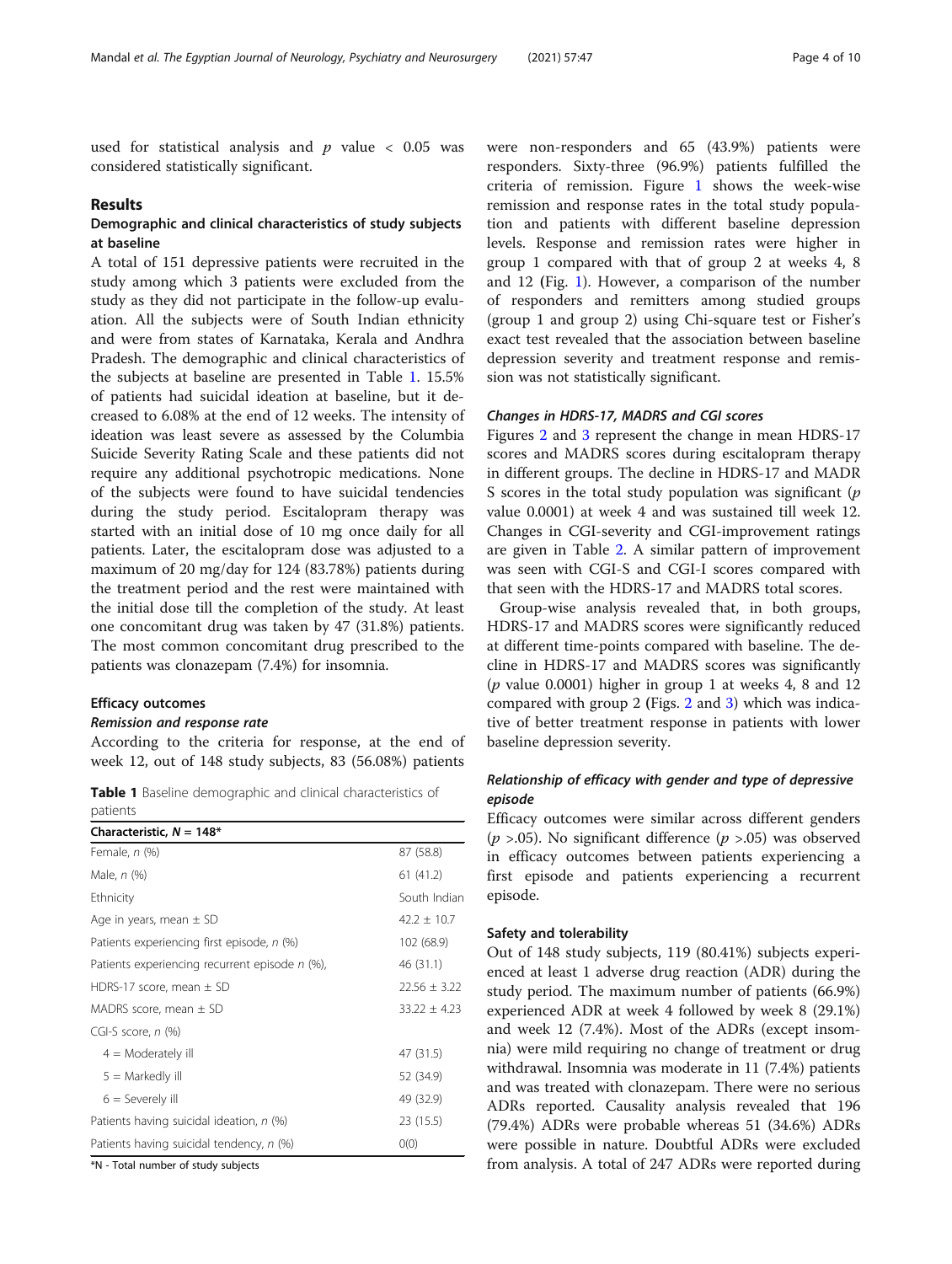used for statistical analysis and $p$ value < 0.05 was considered statistically significant.

## Results

### Demographic and clinical characteristics of study subjects at baseline

A total of 151 depressive patients were recruited in the study among which 3 patients were excluded from the study as they did not participate in the follow-up evaluation. All the subjects were of South Indian ethnicity and were from states of Karnataka, Kerala and Andhra Pradesh. The demographic and clinical characteristics of the subjects at baseline are presented in Table 1. 15.5% of patients had suicidal ideation at baseline, but it decreased to 6.08% at the end of 12 weeks. The intensity of ideation was least severe as assessed by the Columbia Suicide Severity Rating Scale and these patients did not require any additional psychotropic medications. None of the subjects were found to have suicidal tendencies during the study period. Escitalopram therapy was started with an initial dose of 10 mg once daily for all patients. Later, the escitalopram dose was adjusted to a maximum of 20 mg/day for 124 (83.78%) patients during the treatment period and the rest were maintained with the initial dose till the completion of the study. At least one concomitant drug was taken by 47 (31.8%) patients. The most common concomitant drug prescribed to the patients was clonazepam (7.4%) for insomnia.

### Efficacy outcomes

#### *Remission and response rate*

According to the criteria for response, at the end of week 12, out of 148 study subjects, 83 (56.08%) patients were non-responders and 65 (43.9%) patients were responders. Sixty-three (96.9%) patients fulfilled the criteria of remission. Figure 1 shows the week-wise remission and response rates in the total study population and patients with different baseline depression levels. Response and remission rates were higher in group 1 compared with that of group 2 at weeks 4, 8 and 12 (Fig. 1). However, a comparison of the number of responders and remitters among studied groups (group 1 and group 2) using Chi-square test or Fisher's exact test revealed that the association between baseline depression severity and treatment response and remission was not statistically significant.

**Table 1** Baseline demographic and clinical characteristics of patients

| Characteristic, $N$ = 148* | |
|---|---|
| Female, $n$ (%) | 87 (58.8) |
| Male, $n$ (%) | 61 (41.2) |
| Ethnicity | South Indian |
| Age in years, mean ± SD | 42.2 ± 10.7 |
| Patients experiencing first episode, $n$ (%) | 102 (68.9) |
| Patients experiencing recurrent episode $n$ (%), | 46 (31.1) |
| HDRS-17 score, mean ± SD | 22.56 ± 3.22 |
| MADRS score, mean ± SD | 33.22 ± 4.23 |
| CGI-S score, $n$ (%) | |
| 4 = Moderately ill | 47 (31.5) |
| 5 = Markedly ill | 52 (34.9) |
| 6 = Severely ill | 49 (32.9) |
| Patients having suicidal ideation, $n$ (%) | 23 (15.5) |
| Patients having suicidal tendency, $n$ (%) | 0(0) |

*N - Total number of study subjects

#### *Changes in HDRS-17, MADRS and CGI scores*

Figures 2 and 3 represent the change in mean HDRS-17 scores and MADRS scores during escitalopram therapy in different groups. The decline in HDRS-17 and MADRS scores in the total study population was significant ($p$ value 0.0001) at week 4 and was sustained till week 12. Changes in CGI-severity and CGI-improvement ratings are given in Table 2. A similar pattern of improvement was seen with CGI-S and CGI-I scores compared with that seen with the HDRS-17 and MADRS total scores.

Group-wise analysis revealed that, in both groups, HDRS-17 and MADRS scores were significantly reduced at different time-points compared with baseline. The decline in HDRS-17 and MADRS scores was significantly ($p$ value 0.0001) higher in group 1 at weeks 4, 8 and 12 compared with group 2 (Figs. 2 and 3) which was indicative of better treatment response in patients with lower baseline depression severity.

#### *Relationship of efficacy with gender and type of depressive episode*

Efficacy outcomes were similar across different genders ($p$ >.05). No significant difference ($p$ >.05) was observed in efficacy outcomes between patients experiencing a first episode and patients experiencing a recurrent episode.

### Safety and tolerability

Out of 148 study subjects, 119 (80.41%) subjects experienced at least 1 adverse drug reaction (ADR) during the study period. The maximum number of patients (66.9%) experienced ADR at week 4 followed by week 8 (29.1%) and week 12 (7.4%). Most of the ADRs (except insomnia) were mild requiring no change of treatment or drug withdrawal. Insomnia was moderate in 11 (7.4%) patients and was treated with clonazepam. There were no serious ADRs reported. Causality analysis revealed that 196 (79.4%) ADRs were probable whereas 51 (34.6%) ADRs were possible in nature. Doubtful ADRs were excluded from analysis. A total of 247 ADRs were reported during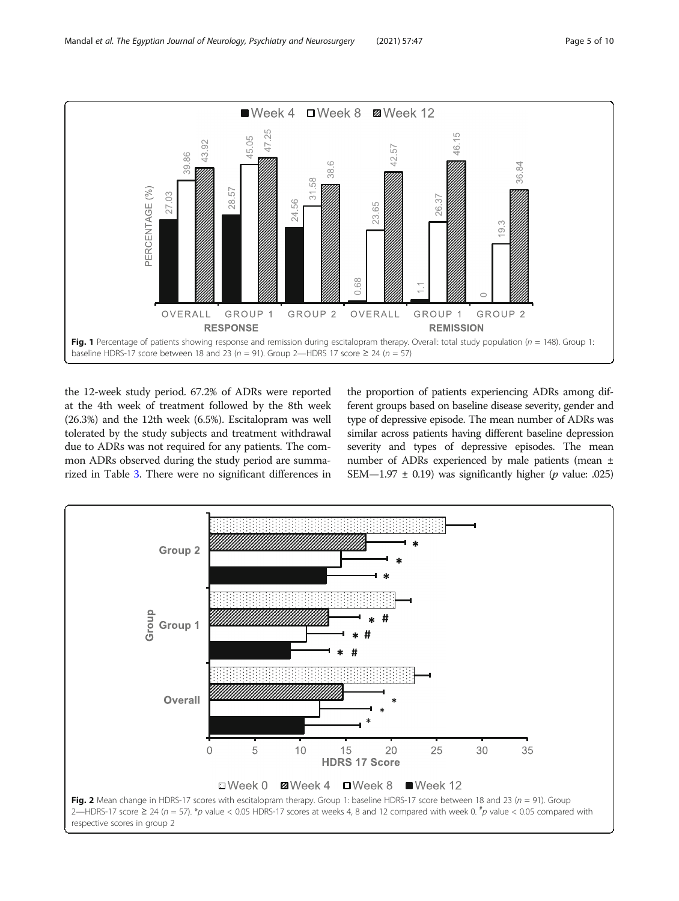**Fig. 1** Percentage of patients showing response and remission during escitalopram therapy. Overall: total study population ($n$ = 148). Group 1: baseline HDRS-17 score between 18 and 23 ($n$ = 91). Group 2—HDRS 17 score ≥ 24 ($n$ = 57)

the 12-week study period. 67.2% of ADRs were reported at the 4th week of treatment followed by the 8th week (26.3%) and the 12th week (6.5%). Escitalopram was well tolerated by the study subjects and treatment withdrawal due to ADRs was not required for any patients. The common ADRs observed during the study period are summarized in Table 3. There were no significant differences in the proportion of patients experiencing ADRs among different groups based on baseline disease severity, gender and type of depressive episode. The mean number of ADRs was similar across patients having different baseline depression severity and types of depressive episodes. The mean number of ADRs experienced by male patients (mean ± SEM—1.97 ± 0.19) was significantly higher ($p$ value: .025)

**Fig. 2** Mean change in HDRS-17 scores with escitalopram therapy. Group 1: baseline HDRS-17 score between 18 and 23 ($n$ = 91). Group 2—HDRS-17 score ≥ 24 ($n$ = 57). *$p$ value < 0.05 HDRS-17 scores at weeks 4, 8 and 12 compared with week 0. #$p$ value < 0.05 compared with respective scores in group 2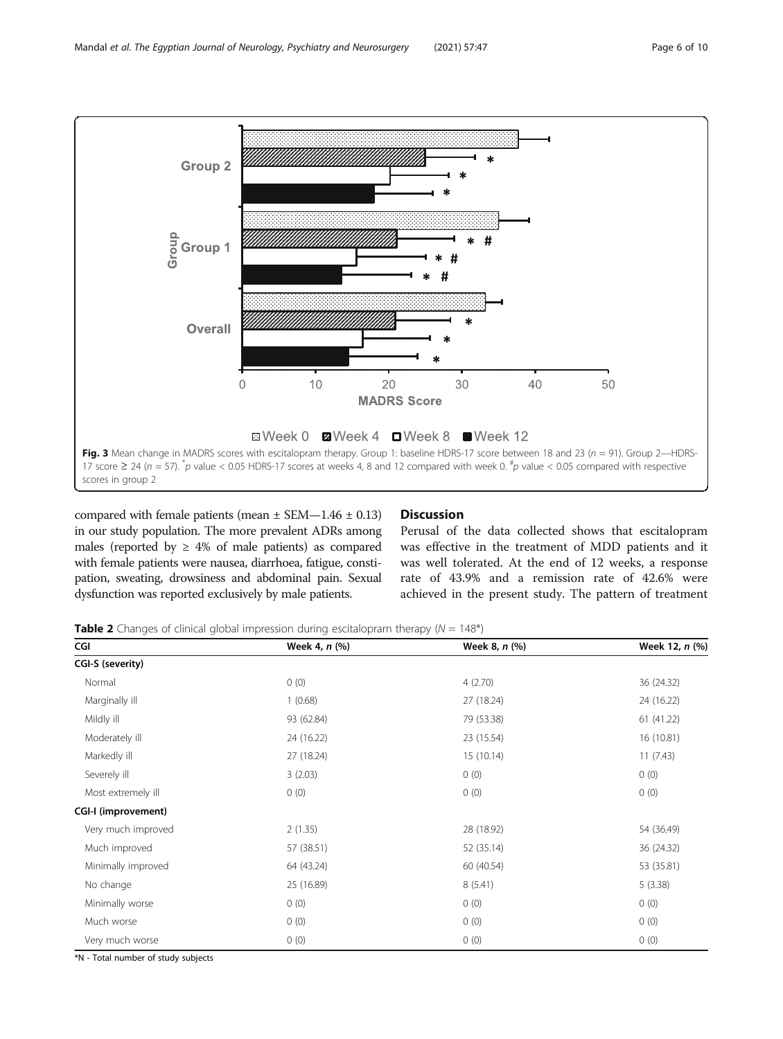Fig. 3 Mean change in MADRS scores with escitalopram therapy. Group 1: baseline HDRS-17 score between 18 and 23 ($n = 91$). Group 2—HDRS-17 score ≥ 24 ($n = 57$). *$p$ value < 0.05 HDRS-17 scores at weeks 4, 8 and 12 compared with week 0. #$p$ value < 0.05 compared with respective scores in group 2

compared with female patients (mean ± SEM—1.46 ± 0.13) in our study population. The more prevalent ADRs among males (reported by ≥ 4% of male patients) as compared with female patients were nausea, diarrhoea, fatigue, constipation, sweating, drowsiness and abdominal pain. Sexual dysfunction was reported exclusively by male patients.

## Discussion

Perusal of the data collected shows that escitalopram was effective in the treatment of MDD patients and it was well tolerated. At the end of 12 weeks, a response rate of 43.9% and a remission rate of 42.6% were achieved in the present study. The pattern of treatment

**Table 2** Changes of clinical global impression during escitalopram therapy ($N = 148$*)

| CGI | Week 4, *n* (%) | Week 8, *n* (%) | Week 12, *n* (%) |
|---|---|---|---|
| **CGI-S (severity)** | | | |
| Normal | 0 (0) | 4 (2.70) | 36 (24.32) |
| Marginally ill | 1 (0.68) | 27 (18.24) | 24 (16.22) |
| Mildly ill | 93 (62.84) | 79 (53.38) | 61 (41.22) |
| Moderately ill | 24 (16.22) | 23 (15.54) | 16 (10.81) |
| Markedly ill | 27 (18.24) | 15 (10.14) | 11 (7.43) |
| Severely ill | 3 (2.03) | 0 (0) | 0 (0) |
| Most extremely ill | 0 (0) | 0 (0) | 0 (0) |
| **CGI-I (improvement)** | | | |
| Very much improved | 2 (1.35) | 28 (18.92) | 54 (36.49) |
| Much improved | 57 (38.51) | 52 (35.14) | 36 (24.32) |
| Minimally improved | 64 (43.24) | 60 (40.54) | 53 (35.81) |
| No change | 25 (16.89) | 8 (5.41) | 5 (3.38) |
| Minimally worse | 0 (0) | 0 (0) | 0 (0) |
| Much worse | 0 (0) | 0 (0) | 0 (0) |
| Very much worse | 0 (0) | 0 (0) | 0 (0) |

*N - Total number of study subjects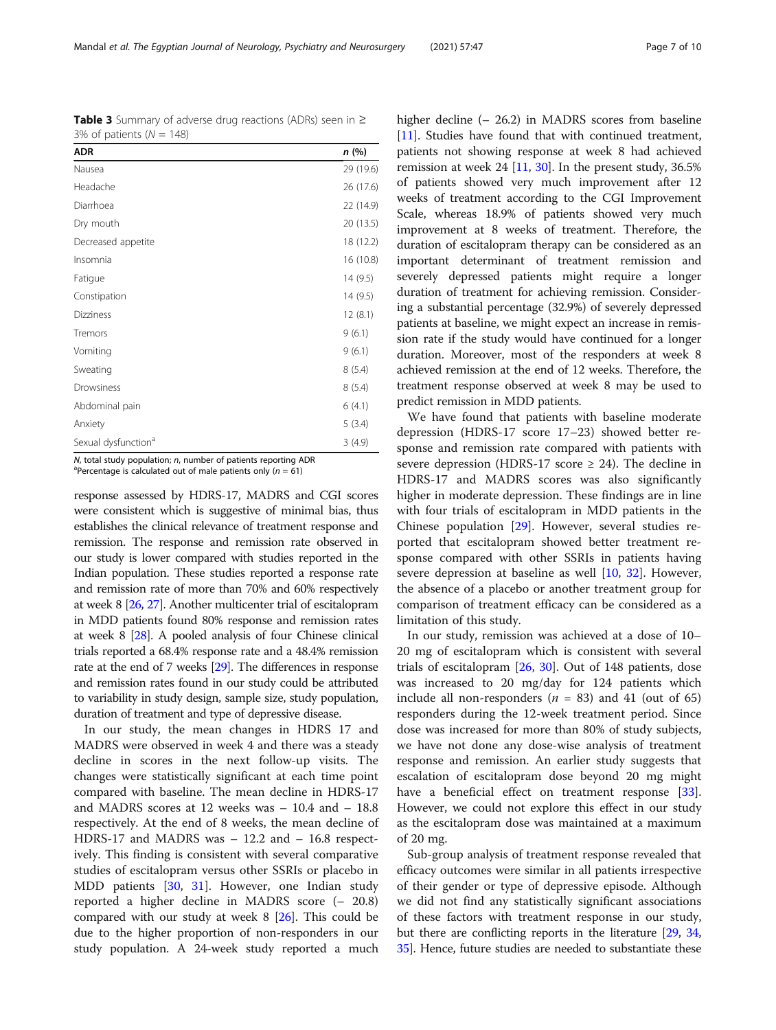**Table 3** Summary of adverse drug reactions (ADRs) seen in ≥ 3% of patients (*N* = 148)

| ADR | *n* (%) |
|---|---|
| Nausea | 29 (19.6) |
| Headache | 26 (17.6) |
| Diarrhoea | 22 (14.9) |
| Dry mouth | 20 (13.5) |
| Decreased appetite | 18 (12.2) |
| Insomnia | 16 (10.8) |
| Fatigue | 14 (9.5) |
| Constipation | 14 (9.5) |
| Dizziness | 12 (8.1) |
| Tremors | 9 (6.1) |
| Vomiting | 9 (6.1) |
| Sweating | 8 (5.4) |
| Drowsiness | 8 (5.4) |
| Abdominal pain | 6 (4.1) |
| Anxiety | 5 (3.4) |
| Sexual dysfunction[a] | 3 (4.9) |

*N*, total study population; *n*, number of patients reporting ADR
[a]Percentage is calculated out of male patients only (*n* = 61)

response assessed by HDRS-17, MADRS and CGI scores were consistent which is suggestive of minimal bias, thus establishes the clinical relevance of treatment response and remission. The response and remission rate observed in our study is lower compared with studies reported in the Indian population. These studies reported a response rate and remission rate of more than 70% and 60% respectively at week 8 [26, 27]. Another multicenter trial of escitalopram in MDD patients found 80% response and remission rates at week 8 [28]. A pooled analysis of four Chinese clinical trials reported a 68.4% response rate and a 48.4% remission rate at the end of 7 weeks [29]. The differences in response and remission rates found in our study could be attributed to variability in study design, sample size, study population, duration of treatment and type of depressive disease.

In our study, the mean changes in HDRS 17 and MADRS were observed in week 4 and there was a steady decline in scores in the next follow-up visits. The changes were statistically significant at each time point compared with baseline. The mean decline in HDRS-17 and MADRS scores at 12 weeks was − 10.4 and − 18.8 respectively. At the end of 8 weeks, the mean decline of HDRS-17 and MADRS was − 12.2 and − 16.8 respectively. This finding is consistent with several comparative studies of escitalopram versus other SSRIs or placebo in MDD patients [30, 31]. However, one Indian study reported a higher decline in MADRS score (− 20.8) compared with our study at week 8 [26]. This could be due to the higher proportion of non-responders in our study population. A 24-week study reported a much higher decline (− 26.2) in MADRS scores from baseline [11]. Studies have found that with continued treatment, patients not showing response at week 8 had achieved remission at week 24 [11, 30]. In the present study, 36.5% of patients showed very much improvement after 12 weeks of treatment according to the CGI Improvement Scale, whereas 18.9% of patients showed very much improvement at 8 weeks of treatment. Therefore, the duration of escitalopram therapy can be considered as an important determinant of treatment remission and severely depressed patients might require a longer duration of treatment for achieving remission. Considering a substantial percentage (32.9%) of severely depressed patients at baseline, we might expect an increase in remission rate if the study would have continued for a longer duration. Moreover, most of the responders at week 8 achieved remission at the end of 12 weeks. Therefore, the treatment response observed at week 8 may be used to predict remission in MDD patients.

We have found that patients with baseline moderate depression (HDRS-17 score 17–23) showed better response and remission rate compared with patients with severe depression (HDRS-17 score ≥ 24). The decline in HDRS-17 and MADRS scores was also significantly higher in moderate depression. These findings are in line with four trials of escitalopram in MDD patients in the Chinese population [29]. However, several studies reported that escitalopram showed better treatment response compared with other SSRIs in patients having severe depression at baseline as well [10, 32]. However, the absence of a placebo or another treatment group for comparison of treatment efficacy can be considered as a limitation of this study.

In our study, remission was achieved at a dose of 10–20 mg of escitalopram which is consistent with several trials of escitalopram [26, 30]. Out of 148 patients, dose was increased to 20 mg/day for 124 patients which include all non-responders (*n* = 83) and 41 (out of 65) responders during the 12-week treatment period. Since dose was increased for more than 80% of study subjects, we have not done any dose-wise analysis of treatment response and remission. An earlier study suggests that escalation of escitalopram dose beyond 20 mg might have a beneficial effect on treatment response [33]. However, we could not explore this effect in our study as the escitalopram dose was maintained at a maximum of 20 mg.

Sub-group analysis of treatment response revealed that efficacy outcomes were similar in all patients irrespective of their gender or type of depressive episode. Although we did not find any statistically significant associations of these factors with treatment response in our study, but there are conflicting reports in the literature [29, 34, 35]. Hence, future studies are needed to substantiate these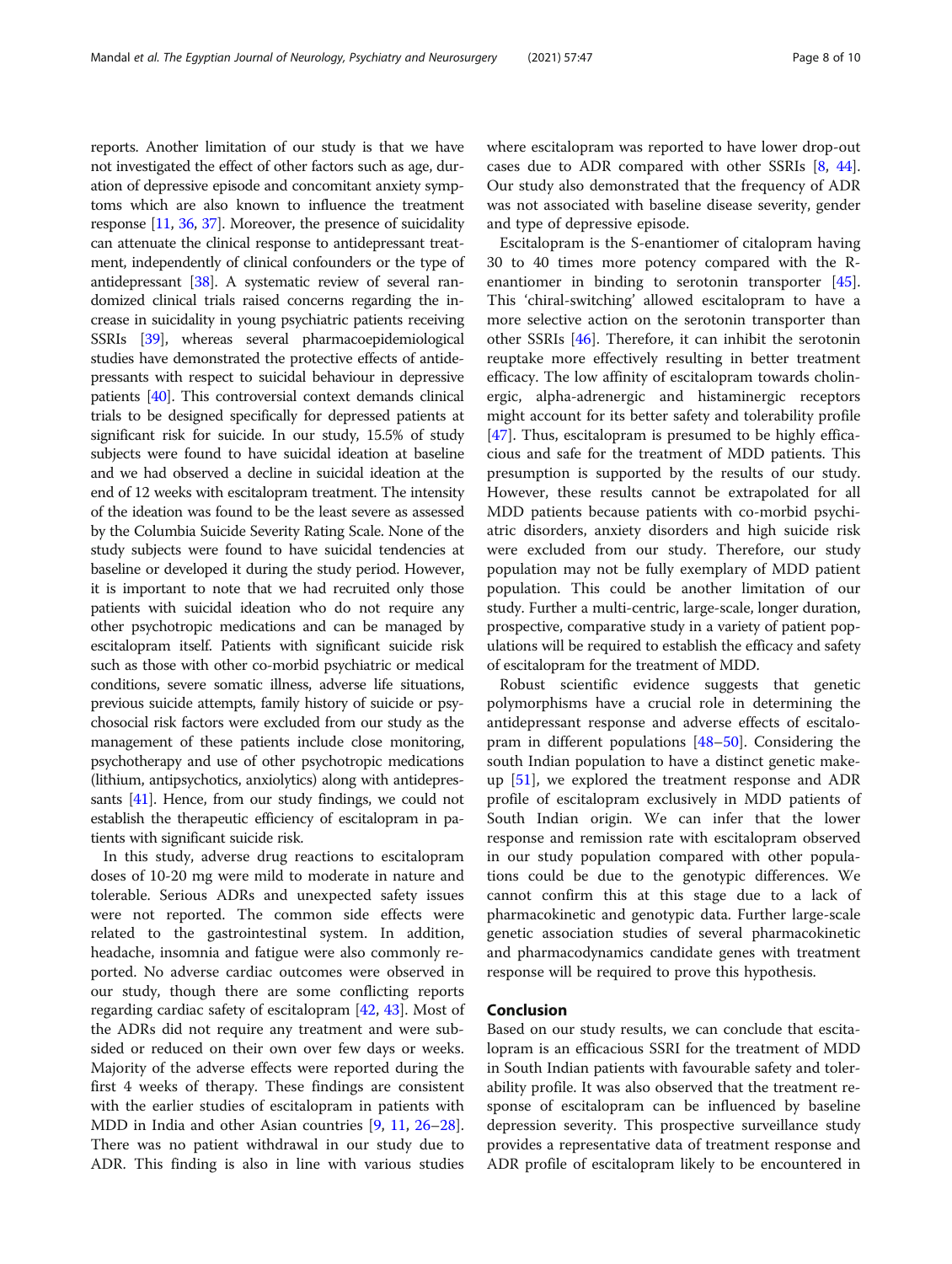reports. Another limitation of our study is that we have not investigated the effect of other factors such as age, duration of depressive episode and concomitant anxiety symptoms which are also known to influence the treatment response [11, 36, 37]. Moreover, the presence of suicidality can attenuate the clinical response to antidepressant treatment, independently of clinical confounders or the type of antidepressant [38]. A systematic review of several randomized clinical trials raised concerns regarding the increase in suicidality in young psychiatric patients receiving SSRIs [39], whereas several pharmacoepidemiological studies have demonstrated the protective effects of antidepressants with respect to suicidal behaviour in depressive patients [40]. This controversial context demands clinical trials to be designed specifically for depressed patients at significant risk for suicide. In our study, 15.5% of study subjects were found to have suicidal ideation at baseline and we had observed a decline in suicidal ideation at the end of 12 weeks with escitalopram treatment. The intensity of the ideation was found to be the least severe as assessed by the Columbia Suicide Severity Rating Scale. None of the study subjects were found to have suicidal tendencies at baseline or developed it during the study period. However, it is important to note that we had recruited only those patients with suicidal ideation who do not require any other psychotropic medications and can be managed by escitalopram itself. Patients with significant suicide risk such as those with other co-morbid psychiatric or medical conditions, severe somatic illness, adverse life situations, previous suicide attempts, family history of suicide or psychosocial risk factors were excluded from our study as the management of these patients include close monitoring, psychotherapy and use of other psychotropic medications (lithium, antipsychotics, anxiolytics) along with antidepressants [41]. Hence, from our study findings, we could not establish the therapeutic efficiency of escitalopram in patients with significant suicide risk.

In this study, adverse drug reactions to escitalopram doses of 10-20 mg were mild to moderate in nature and tolerable. Serious ADRs and unexpected safety issues were not reported. The common side effects were related to the gastrointestinal system. In addition, headache, insomnia and fatigue were also commonly reported. No adverse cardiac outcomes were observed in our study, though there are some conflicting reports regarding cardiac safety of escitalopram [42, 43]. Most of the ADRs did not require any treatment and were subsided or reduced on their own over few days or weeks. Majority of the adverse effects were reported during the first 4 weeks of therapy. These findings are consistent with the earlier studies of escitalopram in patients with MDD in India and other Asian countries [9, 11, 26–28]. There was no patient withdrawal in our study due to ADR. This finding is also in line with various studies where escitalopram was reported to have lower drop-out cases due to ADR compared with other SSRIs [8, 44]. Our study also demonstrated that the frequency of ADR was not associated with baseline disease severity, gender and type of depressive episode.

Escitalopram is the S-enantiomer of citalopram having 30 to 40 times more potency compared with the R-enantiomer in binding to serotonin transporter [45]. This 'chiral-switching' allowed escitalopram to have a more selective action on the serotonin transporter than other SSRIs [46]. Therefore, it can inhibit the serotonin reuptake more effectively resulting in better treatment efficacy. The low affinity of escitalopram towards cholinergic, alpha-adrenergic and histaminergic receptors might account for its better safety and tolerability profile [47]. Thus, escitalopram is presumed to be highly efficacious and safe for the treatment of MDD patients. This presumption is supported by the results of our study. However, these results cannot be extrapolated for all MDD patients because patients with co-morbid psychiatric disorders, anxiety disorders and high suicide risk were excluded from our study. Therefore, our study population may not be fully exemplary of MDD patient population. This could be another limitation of our study. Further a multi-centric, large-scale, longer duration, prospective, comparative study in a variety of patient populations will be required to establish the efficacy and safety of escitalopram for the treatment of MDD.

Robust scientific evidence suggests that genetic polymorphisms have a crucial role in determining the antidepressant response and adverse effects of escitalopram in different populations [48–50]. Considering the south Indian population to have a distinct genetic make-up [51], we explored the treatment response and ADR profile of escitalopram exclusively in MDD patients of South Indian origin. We can infer that the lower response and remission rate with escitalopram observed in our study population compared with other populations could be due to the genotypic differences. We cannot confirm this at this stage due to a lack of pharmacokinetic and genotypic data. Further large-scale genetic association studies of several pharmacokinetic and pharmacodynamics candidate genes with treatment response will be required to prove this hypothesis.

## Conclusion

Based on our study results, we can conclude that escitalopram is an efficacious SSRI for the treatment of MDD in South Indian patients with favourable safety and tolerability profile. It was also observed that the treatment response of escitalopram can be influenced by baseline depression severity. This prospective surveillance study provides a representative data of treatment response and ADR profile of escitalopram likely to be encountered in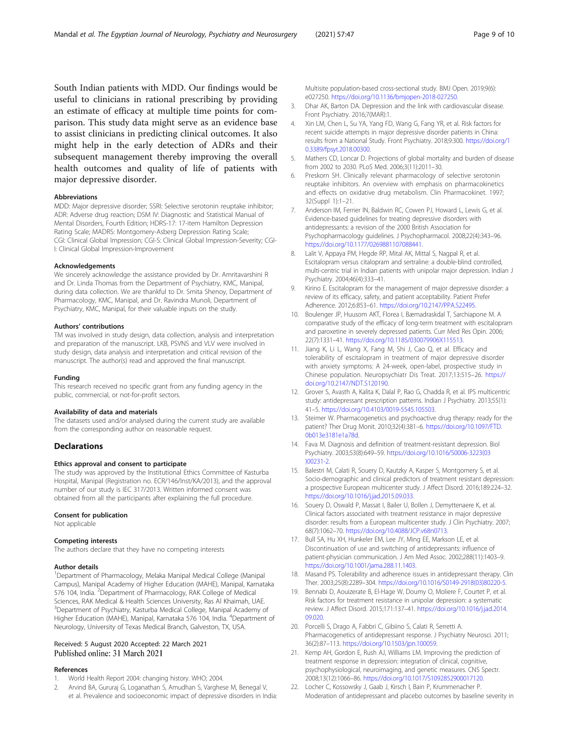South Indian patients with MDD. Our findings would be useful to clinicians in rational prescribing by providing an estimate of efficacy at multiple time points for comparison. This study data might serve as an evidence base to assist clinicians in predicting clinical outcomes. It also might help in the early detection of ADRs and their subsequent management thereby improving the overall health outcomes and quality of life of patients with major depressive disorder.

#### Abbreviations

MDD: Major depressive disorder; SSRI: Selective serotonin reuptake inhibitor; ADR: Adverse drug reaction; DSM IV: Diagnostic and Statistical Manual of Mental Disorders, Fourth Edition; HDRS-17: 17-item Hamilton Depression Rating Scale; MADRS: Montgomery-Asberg Depression Rating Scale; CGI: Clinical Global Impression; CGI-S: Clinical Global Impression-Severity; CGI-I: Clinical Global Impression-Improvement

#### Acknowledgements

We sincerely acknowledge the assistance provided by Dr. Amritavarshini R and Dr. Linda Thomas from the Department of Psychiatry, KMC, Manipal, during data collection. We are thankful to Dr. Smita Shenoy, Department of Pharmacology, KMC, Manipal, and Dr. Ravindra Munoli, Department of Psychiatry, KMC, Manipal, for their valuable inputs on the study.

#### Authors' contributions

TM was involved in study design, data collection, analysis and interpretation and preparation of the manuscript. LKB, PSVNS and VLV were involved in study design, data analysis and interpretation and critical revision of the manuscript. The author(s) read and approved the final manuscript.

#### Funding

This research received no specific grant from any funding agency in the public, commercial, or not-for-profit sectors.

#### Availability of data and materials

The datasets used and/or analysed during the current study are available from the corresponding author on reasonable request.

## Declarations

#### Ethics approval and consent to participate

The study was approved by the Institutional Ethics Committee of Kasturba Hospital, Manipal (Registration no. ECR/146/Inst/KA/2013), and the approval number of our study is IEC 317/2013. Written informed consent was obtained from all the participants after explaining the full procedure.

#### Consent for publication

Not applicable

#### Competing interests

The authors declare that they have no competing interests

#### Author details

[1]Department of Pharmacology, Melaka Manipal Medical College (Manipal Campus), Manipal Academy of Higher Education (MAHE), Manipal, Karnataka 576 104, India. [2]Department of Pharmacology, RAK College of Medical Sciences, RAK Medical & Health Sciences University, Ras Al Khaimah, UAE. [3]Department of Psychiatry, Kasturba Medical College, Manipal Academy of Higher Education (MAHE), Manipal, Karnataka 576 104, India. [4]Department of Neurology, University of Texas Medical Branch, Galveston, TX, USA.

Received: 5 August 2020 Accepted: 22 March 2021
Published online: 31 March 2021

#### References

1. World Health Report 2004: changing history. WHO; 2004.
2. Arvind BA, Gururaj G, Loganathan S, Amudhan S, Varghese M, Benegal V, et al. Prevalence and socioeconomic impact of depressive disorders in India: Multisite population-based cross-sectional study. BMJ Open. 2019;9(6): e027250. https://doi.org/10.1136/bmjopen-2018-027250.
3. Dhar AK, Barton DA. Depression and the link with cardiovascular disease. Front Psychiatry. 2016;7(MAR):1.
4. Xin LM, Chen L, Su YA, Yang FD, Wang G, Fang YR, et al. Risk factors for recent suicide attempts in major depressive disorder patients in China: results from a National Study. Front Psychiatry. 2018;9:300. https://doi.org/10.3389/fpsyt.2018.00300.
5. Mathers CD, Loncar D. Projections of global mortality and burden of disease from 2002 to 2030. PLoS Med. 2006;3(11):2011–30.
6. Preskorn SH. Clinically relevant pharmacology of selective serotonin reuptake inhibitors. An overview with emphasis on pharmacokinetics and effects on oxidative drug metabolism. Clin Pharmacokinet. 1997; 32(Suppl 1):1–21.
7. Anderson IM, Ferrier IN, Baldwin RC, Cowen PJ, Howard L, Lewis G, et al. Evidence-based guidelines for treating depressive disorders with antidepressants: a revision of the 2000 British Association for Psychopharmacology guidelines. J Psychopharmacol. 2008;22(4):343–96. https://doi.org/10.1177/0269881107088441.
8. Lalit V, Appaya PM, Hegde RP, Mital AK, Mittal S, Nagpal R, et al. Escitalopram versus citalopram and sertraline: a double-blind controlled, multi-centric trial in Indian patients with unipolar major depression. Indian J Psychiatry. 2004;46(4):333–41.
9. Kirino E. Escitalopram for the management of major depressive disorder: a review of its efficacy, safety, and patient acceptability. Patient Prefer Adherence. 2012;6:853–61. https://doi.org/10.2147/PPA.S22495.
10. Boulenger JP, Huusom AKT, Florea I, Bæmadraskdal T, Sarchiapone M. A comparative study of the efficacy of long-term treatment with escitalopram and paroxetine in severely depressed patients. Curr Med Res Opin. 2006; 22(7):1331–41. https://doi.org/10.1185/030079906X115513.
11. Jiang K, Li L, Wang X, Fang M, Shi J, Cao Q, et al. Efficacy and tolerability of escitalopram in treatment of major depressive disorder with anxiety symptoms: A 24-week, open-label, prospective study in Chinese population. Neuropsychiatr Dis Treat. 2017;13:515–26. https://doi.org/10.2147/NDT.S120190.
12. Grover S, Avasth A, Kalita K, Dalal P, Rao G, Chadda R, et al. IPS multicentric study: antidepressant prescription patterns. Indian J Psychiatry. 2013;55(1): 41–5. https://doi.org/10.4103/0019-5545.105503.
13. Steimer W. Pharmacogenetics and psychoactive drug therapy: ready for the patient? Ther Drug Monit. 2010;32(4):381–6. https://doi.org/10.1097/FTD.0b013e3181e1a78d.
14. Fava M. Diagnosis and definition of treatment-resistant depression. Biol Psychiatry. 2003;53(8):649–59. https://doi.org/10.1016/S0006-3223(03)00231-2.
15. Balestri M, Calati R, Souery D, Kautzky A, Kasper S, Montgomery S, et al. Socio-demographic and clinical predictors of treatment resistant depression: a prospective European multicenter study. J Affect Disord. 2016;189:224–32. https://doi.org/10.1016/j.jad.2015.09.033.
16. Souery D, Oswald P, Massat I, Bailer U, Bollen J, Demyttenaere K, et al. Clinical factors associated with treatment resistance in major depressive disorder: results from a European multicenter study. J Clin Psychiatry. 2007; 68(7):1062–70. https://doi.org/10.4088/JCP.v68n0713.
17. Bull SA, Hu XH, Hunkeler EM, Lee JY, Ming EE, Markson LE, et al. Discontinuation of use and switching of antidepressants: influence of patient-physician communication. J Am Med Assoc. 2002;288(11):1403–9. https://doi.org/10.1001/jama.288.11.1403.
18. Masand PS. Tolerability and adherence issues in antidepressant therapy. Clin Ther. 2003;25(8):2289–304. https://doi.org/10.1016/S0149-2918(03)80220-5.
19. Bennabi D, Aouizerate B, El-Hage W, Doumy O, Moliere F, Courtet P, et al. Risk factors for treatment resistance in unipolar depression: a systematic review. J Affect Disord. 2015;171:137–41. https://doi.org/10.1016/j.jad.2014.09.020.
20. Porcelli S, Drago A, Fabbri C, Gibiino S, Calati R, Serretti A. Pharmacogenetics of antidepressant response. J Psychiatry Neurosci. 2011; 36(2):87–113. https://doi.org/10.1503/jpn.100059.
21. Kemp AH, Gordon E, Rush AJ, Williams LM. Improving the prediction of treatment response in depression: integration of clinical, cognitive, psychophysiological, neuroimaging, and genetic measures. CNS Spectr. 2008;13(12):1066–86. https://doi.org/10.1017/S1092852900017120.
22. Locher C, Kossowsky J, Gaab J, Kirsch I, Bain P, Krummenacher P. Moderation of antidepressant and placebo outcomes by baseline severity in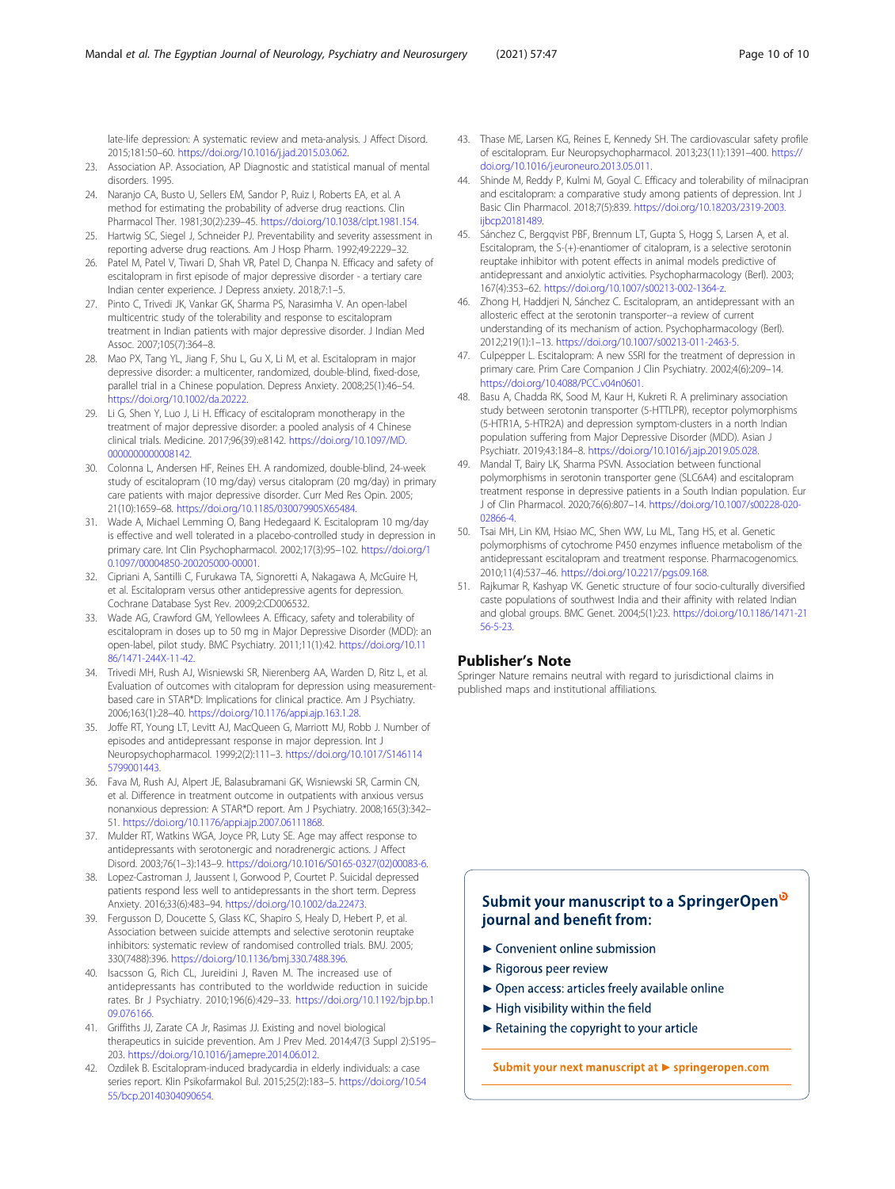late-life depression: A systematic review and meta-analysis. J Affect Disord. 2015;181:50–60. https://doi.org/10.1016/j.jad.2015.03.062.

23. Association AP. Association, AP Diagnostic and statistical manual of mental disorders. 1995.
24. Naranjo CA, Busto U, Sellers EM, Sandor P, Ruiz I, Roberts EA, et al. A method for estimating the probability of adverse drug reactions. Clin Pharmacol Ther. 1981;30(2):239–45. https://doi.org/10.1038/clpt.1981.154.
25. Hartwig SC, Siegel J, Schneider PJ. Preventability and severity assessment in reporting adverse drug reactions. Am J Hosp Pharm. 1992;49:2229–32.
26. Patel M, Patel V, Tiwari D, Shah VR, Patel D, Chanpa N. Efficacy and safety of escitalopram in first episode of major depressive disorder - a tertiary care Indian center experience. J Depress anxiety. 2018;7:1–5.
27. Pinto C, Trivedi JK, Vankar GK, Sharma PS, Narasimha V. An open-label multicentric study of the tolerability and response to escitalopram treatment in Indian patients with major depressive disorder. J Indian Med Assoc. 2007;105(7):364–8.
28. Mao PX, Tang YL, Jiang F, Shu L, Gu X, Li M, et al. Escitalopram in major depressive disorder: a multicenter, randomized, double-blind, fixed-dose, parallel trial in a Chinese population. Depress Anxiety. 2008;25(1):46–54. https://doi.org/10.1002/da.20222.
29. Li G, Shen Y, Luo J, Li H. Efficacy of escitalopram monotherapy in the treatment of major depressive disorder: a pooled analysis of 4 Chinese clinical trials. Medicine. 2017;96(39):e8142. https://doi.org/10.1097/MD.0000000000008142.
30. Colonna L, Andersen HF, Reines EH. A randomized, double-blind, 24-week study of escitalopram (10 mg/day) versus citalopram (20 mg/day) in primary care patients with major depressive disorder. Curr Med Res Opin. 2005; 21(10):1659–68. https://doi.org/10.1185/030079905X65484.
31. Wade A, Michael Lemming O, Bang Hedegaard K. Escitalopram 10 mg/day is effective and well tolerated in a placebo-controlled study in depression in primary care. Int Clin Psychopharmacol. 2002;17(3):95–102. https://doi.org/10.1097/00004850-200205000-00001.
32. Cipriani A, Santilli C, Furukawa TA, Signoretti A, Nakagawa A, McGuire H, et al. Escitalopram versus other antidepressive agents for depression. Cochrane Database Syst Rev. 2009;2:CD006532.
33. Wade AG, Crawford GM, Yellowlees A. Efficacy, safety and tolerability of escitalopram in doses up to 50 mg in Major Depressive Disorder (MDD): an open-label, pilot study. BMC Psychiatry. 2011;11(1):42. https://doi.org/10.1186/1471-244X-11-42.
34. Trivedi MH, Rush AJ, Wisniewski SR, Nierenberg AA, Warden D, Ritz L, et al. Evaluation of outcomes with citalopram for depression using measurement-based care in STAR*D: Implications for clinical practice. Am J Psychiatry. 2006;163(1):28–40. https://doi.org/10.1176/appi.ajp.163.1.28.
35. Joffe RT, Young LT, Levitt AJ, MacQueen G, Marriott MJ, Robb J. Number of episodes and antidepressant response in major depression. Int J Neuropsychopharmacol. 1999;2(2):111–3. https://doi.org/10.1017/S1461145799001443.
36. Fava M, Rush AJ, Alpert JE, Balasubramani GK, Wisniewski SR, Carmin CN, et al. Difference in treatment outcome in outpatients with anxious versus nonanxious depression: A STAR*D report. Am J Psychiatry. 2008;165(3):342–51. https://doi.org/10.1176/appi.ajp.2007.06111868.
37. Mulder RT, Watkins WGA, Joyce PR, Luty SE. Age may affect response to antidepressants with serotonergic and noradrenergic actions. J Affect Disord. 2003;76(1–3):143–9. https://doi.org/10.1016/S0165-0327(02)00083-6.
38. Lopez-Castroman J, Jaussent I, Gorwood P, Courtet P. Suicidal depressed patients respond less well to antidepressants in the short term. Depress Anxiety. 2016;33(6):483–94. https://doi.org/10.1002/da.22473.
39. Fergusson D, Doucette S, Glass KC, Shapiro S, Healy D, Hebert P, et al. Association between suicide attempts and selective serotonin reuptake inhibitors: systematic review of randomised controlled trials. BMJ. 2005; 330(7488):396. https://doi.org/10.1136/bmj.330.7488.396.
40. Isacsson G, Rich CL, Jureidini J, Raven M. The increased use of antidepressants has contributed to the worldwide reduction in suicide rates. Br J Psychiatry. 2010;196(6):429–33. https://doi.org/10.1192/bjp.bp.109.076166.
41. Griffiths JJ, Zarate CA Jr, Rasimas JJ. Existing and novel biological therapeutics in suicide prevention. Am J Prev Med. 2014;47(3 Suppl 2):S195–203. https://doi.org/10.1016/j.amepre.2014.06.012.
42. Ozdilek B. Escitalopram-induced bradycardia in elderly individuals: a case series report. Klin Psikofarmakol Bul. 2015;25(2):183–5. https://doi.org/10.5455/bcp.20140304090654.
43. Thase ME, Larsen KG, Reines E, Kennedy SH. The cardiovascular safety profile of escitalopram. Eur Neuropsychopharmacol. 2013;23(11):1391–400. https://doi.org/10.1016/j.euroneuro.2013.05.011.
44. Shinde M, Reddy P, Kulmi M, Goyal C. Efficacy and tolerability of milnacipran and escitalopram: a comparative study among patients of depression. Int J Basic Clin Pharmacol. 2018;7(5):839. https://doi.org/10.18203/2319-2003.ijbcp20181489.
45. Sánchez C, Bergqvist PBF, Brennum LT, Gupta S, Hogg S, Larsen A, et al. Escitalopram, the S-(+)-enantiomer of citalopram, is a selective serotonin reuptake inhibitor with potent effects in animal models predictive of antidepressant and anxiolytic activities. Psychopharmacology (Berl). 2003; 167(4):353–62. https://doi.org/10.1007/s00213-002-1364-z.
46. Zhong H, Haddjeri N, Sánchez C. Escitalopram, an antidepressant with an allosteric effect at the serotonin transporter--a review of current understanding of its mechanism of action. Psychopharmacology (Berl). 2012;219(1):1–13. https://doi.org/10.1007/s00213-011-2463-5.
47. Culpepper L. Escitalopram: A new SSRI for the treatment of depression in primary care. Prim Care Companion J Clin Psychiatry. 2002;4(6):209–14. https://doi.org/10.4088/PCC.v04n0601.
48. Basu A, Chadda RK, Sood M, Kaur H, Kukreti R. A preliminary association study between serotonin transporter (5-HTTLPR), receptor polymorphisms (5-HTR1A, 5-HTR2A) and depression symptom-clusters in a north Indian population suffering from Major Depressive Disorder (MDD). Asian J Psychiatr. 2019;43:184–8. https://doi.org/10.1016/j.ajp.2019.05.028.
49. Mandal T, Bairy LK, Sharma PSVN. Association between functional polymorphisms in serotonin transporter gene (SLC6A4) and escitalopram treatment response in depressive patients in a South Indian population. Eur J of Clin Pharmacol. 2020;76(6):807–14. https://doi.org/10.1007/s00228-020-02866-4.
50. Tsai MH, Lin KM, Hsiao MC, Shen WW, Lu ML, Tang HS, et al. Genetic polymorphisms of cytochrome P450 enzymes influence metabolism of the antidepressant escitalopram and treatment response. Pharmacogenomics. 2010;11(4):537–46. https://doi.org/10.2217/pgs.09.168.
51. Rajkumar R, Kashyap VK. Genetic structure of four socio-culturally diversified caste populations of southwest India and their affinity with related Indian and global groups. BMC Genet. 2004;5(1):23. https://doi.org/10.1186/1471-2156-5-23.

## Publisher's Note

Springer Nature remains neutral with regard to jurisdictional claims in published maps and institutional affiliations.

**Submit your manuscript to a SpringerOpen journal and benefit from:**

- ► Convenient online submission
- ► Rigorous peer review
- ► Open access: articles freely available online
- ► High visibility within the field
- ► Retaining the copyright to your article

**Submit your next manuscript at ► springeropen.com**